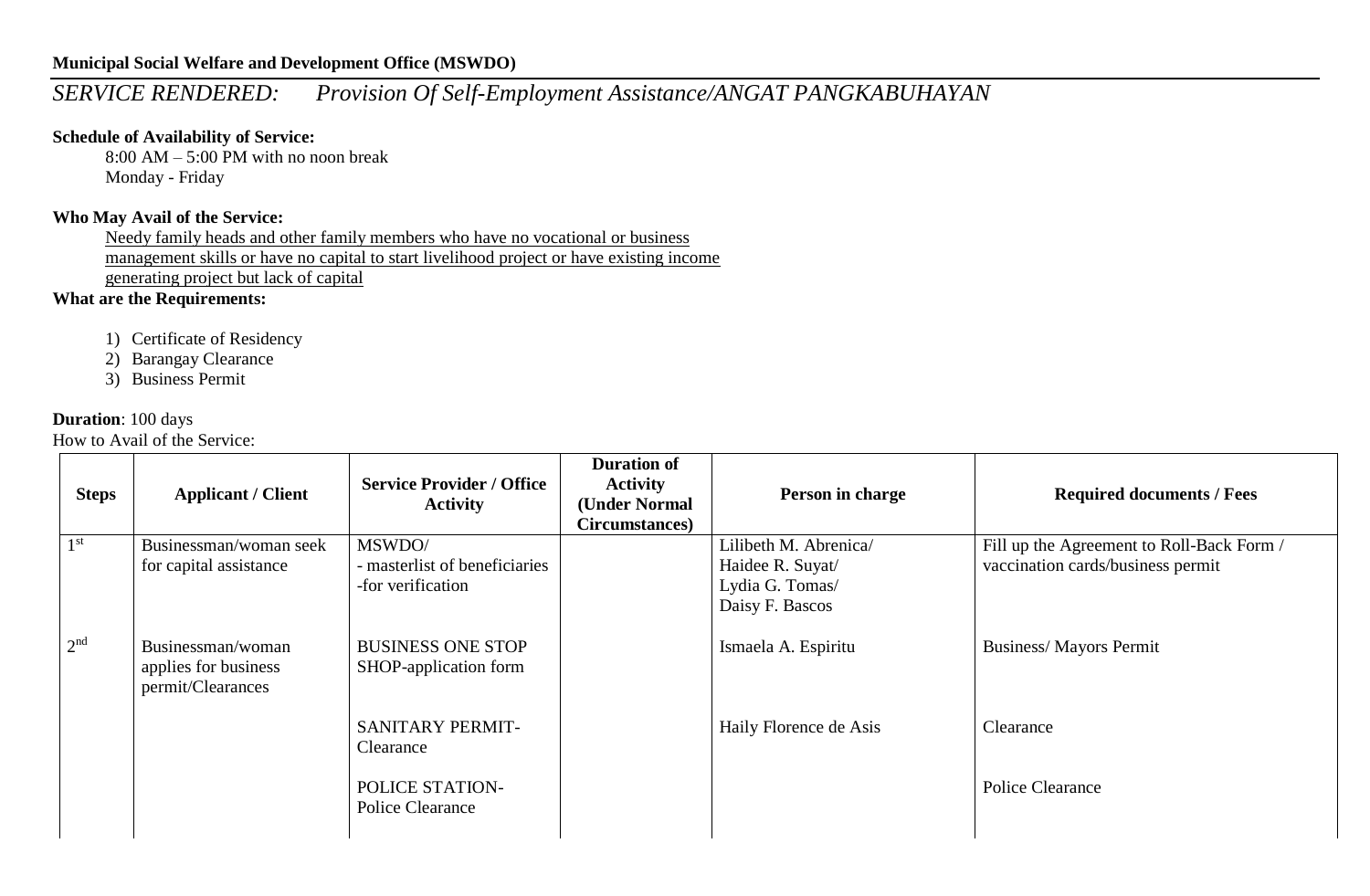**Municipal Social Welfare and Development Office (MSWDO)**

## *SERVICE RENDERED: Provision Of Self-Employment Assistance/ANGAT PANGKABUHAYAN*

**Schedule of Availability of Service:**

8:00 AM – 5:00 PM with no noon break
Monday - Friday

**Who May Avail of the Service:**

Needy family heads and other family members who have no vocational or business management skills or have no capital to start livelihood project or have existing income generating project but lack of capital

**What are the Requirements:**

1) Certificate of Residency
2) Barangay Clearance
3) Business Permit

**Duration**: 100 days

How to Avail of the Service:

| Steps | Applicant / Client | Service Provider / Office Activity | Duration of Activity (Under Normal Circumstances) | Person in charge | Required documents / Fees |
|---|---|---|---|---|---|
| 1st | Businessman/woman seek for capital assistance | MSWDO/ - masterlist of beneficiaries -for verification | | Lilibeth M. Abrenica/ Haidee R. Suyat/ Lydia G. Tomas/ Daisy F. Bascos | Fill up the Agreement to Roll-Back Form / vaccination cards/business permit |
| 2nd | Businessman/woman applies for business permit/Clearances | BUSINESS ONE STOP SHOP-application form | | Ismaela A. Espiritu | Business/ Mayors Permit |
| | | SANITARY PERMIT-Clearance | | Haily Florence de Asis | Clearance |
| | | POLICE STATION-Police Clearance | | | Police Clearance |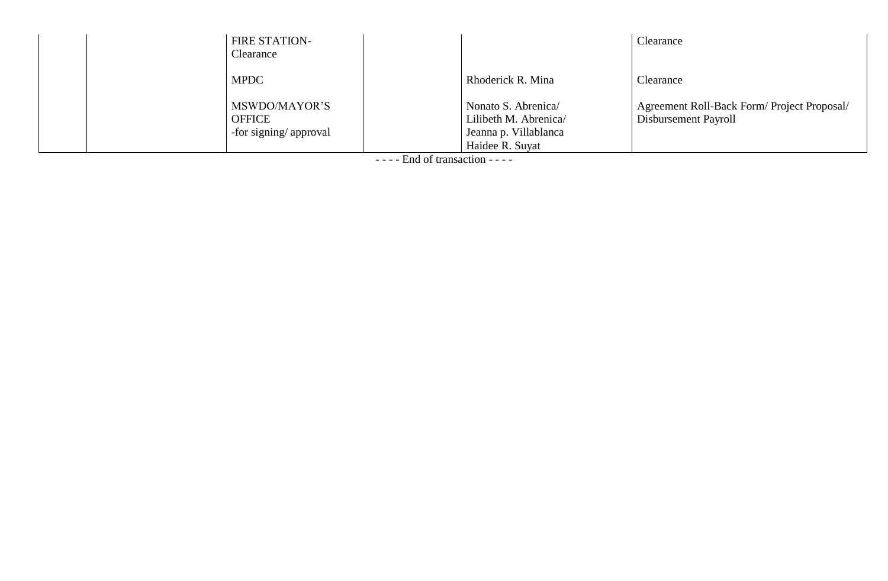|  |  |  |  |  |  |
|---|---|---|---|---|---|
|  |  | FIRE STATION- Clearance |  |  | Clearance |
|  |  | MPDC |  | Rhoderick R. Mina | Clearance |
|  |  | MSWDO/MAYOR'S OFFICE -for signing/ approval |  | Nonato S. Abrenica/ Lilibeth M. Abrenica/ Jeanna p. Villablanca Haidee R. Suyat | Agreement Roll-Back Form/ Project Proposal/ Disbursement Payroll |

- - - - End of transaction - - - -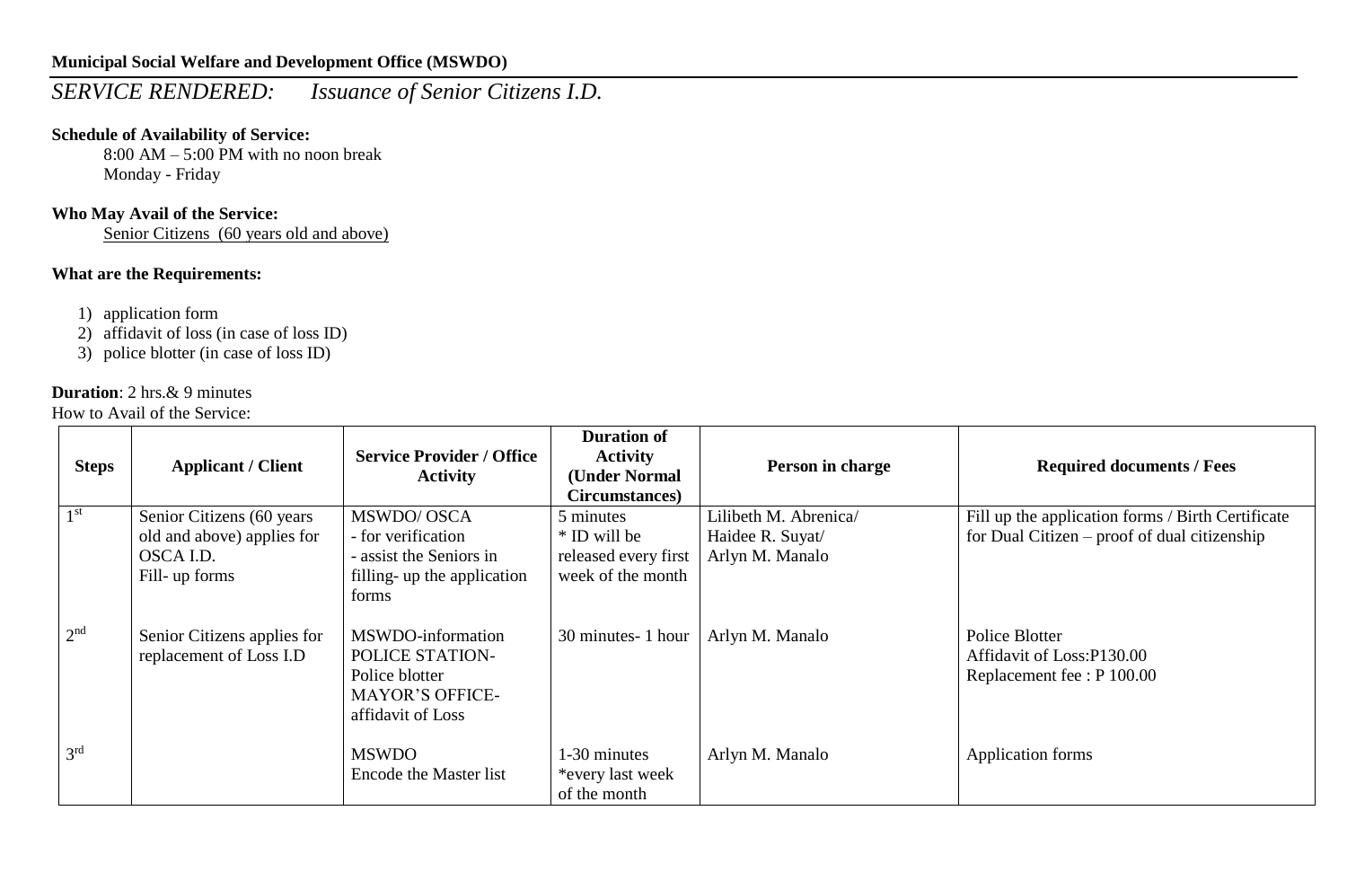**Municipal Social Welfare and Development Office (MSWDO)**

*SERVICE RENDERED: Issuance of Senior Citizens I.D.*

**Schedule of Availability of Service:**

8:00 AM – 5:00 PM with no noon break
Monday - Friday

**Who May Avail of the Service:**

Senior Citizens (60 years old and above)

**What are the Requirements:**

1) application form
2) affidavit of loss (in case of loss ID)
3) police blotter (in case of loss ID)

**Duration**: 2 hrs.& 9 minutes

How to Avail of the Service:

| Steps | Applicant / Client | Service Provider / Office Activity | Duration of Activity (Under Normal Circumstances) | Person in charge | Required documents / Fees |
|---|---|---|---|---|---|
| 1st | Senior Citizens (60 years old and above) applies for OSCA I.D. Fill- up forms | MSWDO/ OSCA - for verification - assist the Seniors in filling- up the application forms | 5 minutes * ID will be released every first week of the month | Lilibeth M. Abrenica/ Haidee R. Suyat/ Arlyn M. Manalo | Fill up the application forms / Birth Certificate for Dual Citizen – proof of dual citizenship |
| 2nd | Senior Citizens applies for replacement of Loss I.D | MSWDO-information POLICE STATION- Police blotter MAYOR'S OFFICE- affidavit of Loss | 30 minutes- 1 hour | Arlyn M. Manalo | Police Blotter Affidavit of Loss:P130.00 Replacement fee : P 100.00 |
| 3rd | | MSWDO Encode the Master list | 1-30 minutes *every last week of the month | Arlyn M. Manalo | Application forms |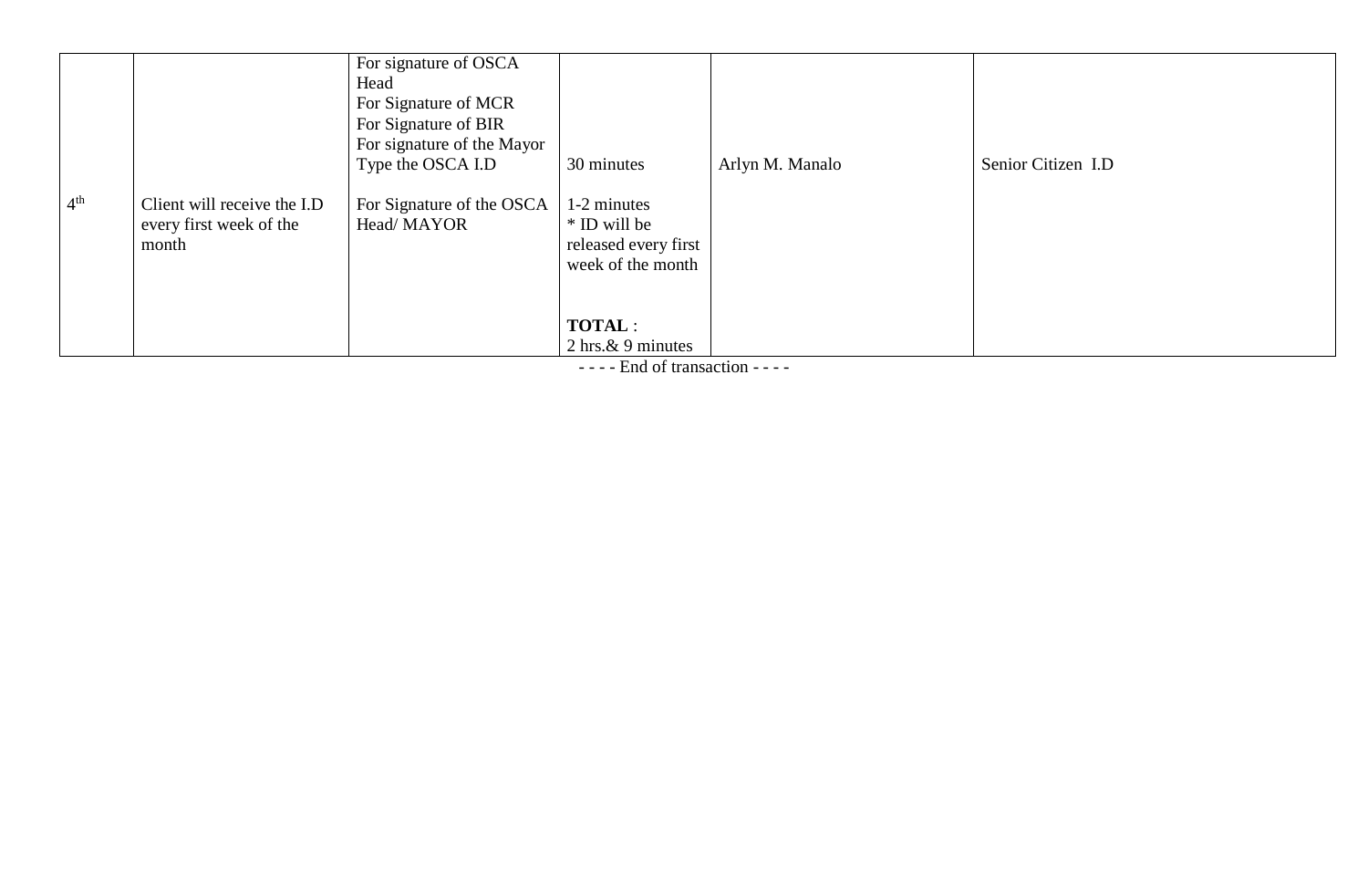| | | | | | |
|---|---|---|---|---|---|
| | | For signature of OSCA Head<br>For Signature of MCR<br>For Signature of BIR<br>For signature of the Mayor<br>Type the OSCA I.D | 30 minutes | Arlyn M. Manalo | Senior Citizen I.D |
| 4th | Client will receive the I.D every first week of the month | For Signature of the OSCA Head/ MAYOR | 1-2 minutes<br>* ID will be released every first week of the month<br><br>**TOTAL** :<br>2 hrs.& 9 minutes | | |

- - - - End of transaction - - - -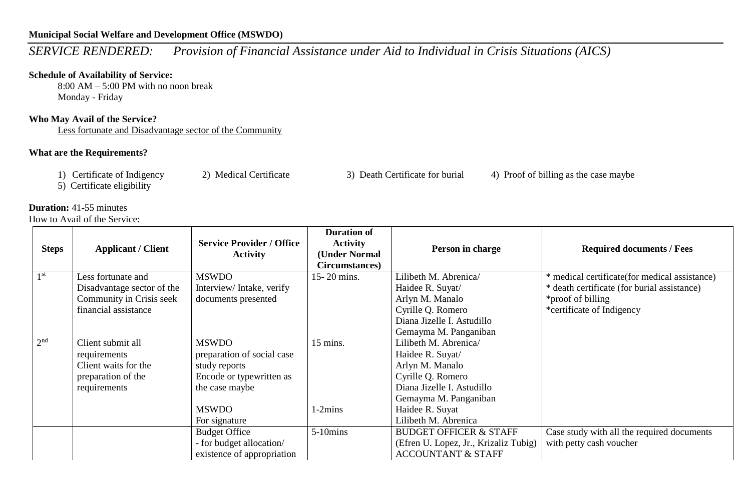**Municipal Social Welfare and Development Office (MSWDO)**

*SERVICE RENDERED: Provision of Financial Assistance under Aid to Individual in Crisis Situations (AICS)*

**Schedule of Availability of Service:**

8:00 AM – 5:00 PM with no noon break
Monday - Friday

**Who May Avail of the Service?**

Less fortunate and Disadvantage sector of the Community

**What are the Requirements?**

1) Certificate of Indigency 2) Medical Certificate 3) Death Certificate for burial 4) Proof of billing as the case maybe
5) Certificate eligibility

**Duration:** 41-55 minutes

How to Avail of the Service:

| Steps | Applicant / Client | Service Provider / Office Activity | Duration of Activity (Under Normal Circumstances) | Person in charge | Required documents / Fees |
|---|---|---|---|---|---|
| 1st | Less fortunate and Disadvantage sector of the Community in Crisis seek financial assistance | MSWDO Interview/ Intake, verify documents presented | 15- 20 mins. | Lilibeth M. Abrenica/ Haidee R. Suyat/ Arlyn M. Manalo Cyrille Q. Romero Diana Jizelle I. Astudillo Gemayma M. Panganiban | * medical certificate(for medical assistance) * death certificate (for burial assistance) *proof of billing *certificate of Indigency |
| 2nd | Client submit all requirements Client waits for the preparation of the requirements | MSWDO preparation of social case study reports Encode or typewritten as the case maybe | 15 mins. | Lilibeth M. Abrenica/ Haidee R. Suyat/ Arlyn M. Manalo Cyrille Q. Romero Diana Jizelle I. Astudillo Gemayma M. Panganiban | |
| | | MSWDO For signature | 1-2mins | Haidee R. Suyat Lilibeth M. Abrenica | |
| | | Budget Office - for budget allocation/ existence of appropriation | 5-10mins | BUDGET OFFICER & STAFF (Efren U. Lopez, Jr., Krizaliz Tubig) ACCOUNTANT & STAFF | Case study with all the required documents with petty cash voucher |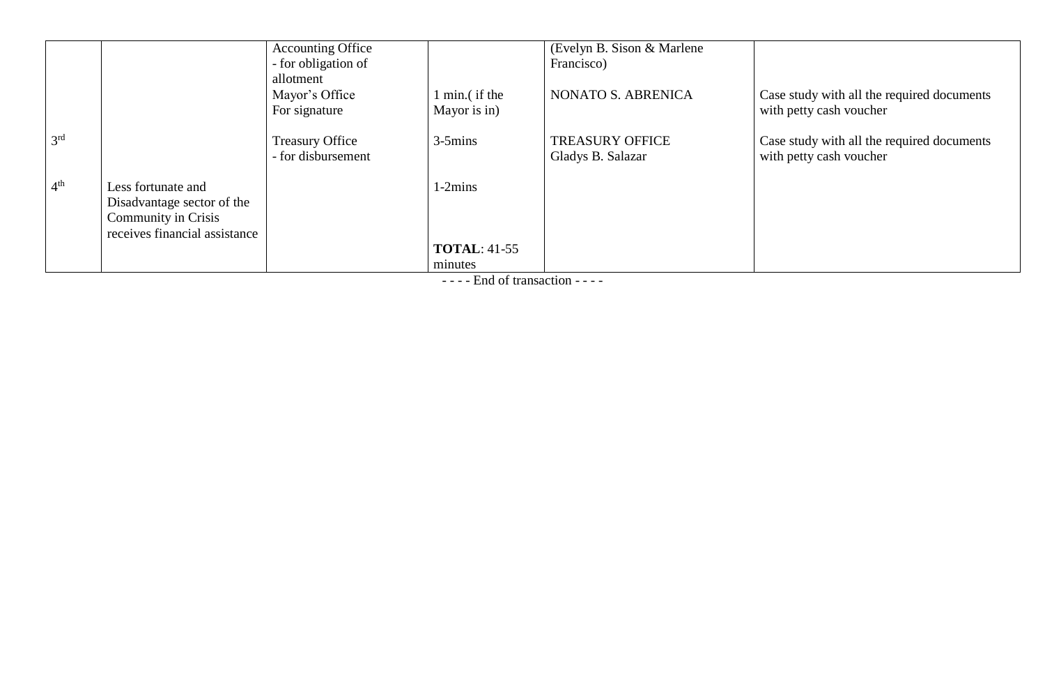| | | | | | |
|---|---|---|---|---|---|
| | | Accounting Office<br>- for obligation of allotment | | (Evelyn B. Sison & Marlene Francisco) | |
| | | Mayor's Office<br>For signature | 1 min.( if the Mayor is in) | NONATO S. ABRENICA | Case study with all the required documents with petty cash voucher |
| 3rd | | Treasury Office<br>- for disbursement | 3-5mins | TREASURY OFFICE<br>Gladys B. Salazar | Case study with all the required documents with petty cash voucher |
| 4th | Less fortunate and Disadvantage sector of the Community in Crisis receives financial assistance | | 1-2mins | | |
| | | | **TOTAL**: 41-55 minutes | | |

- - - - End of transaction - - - -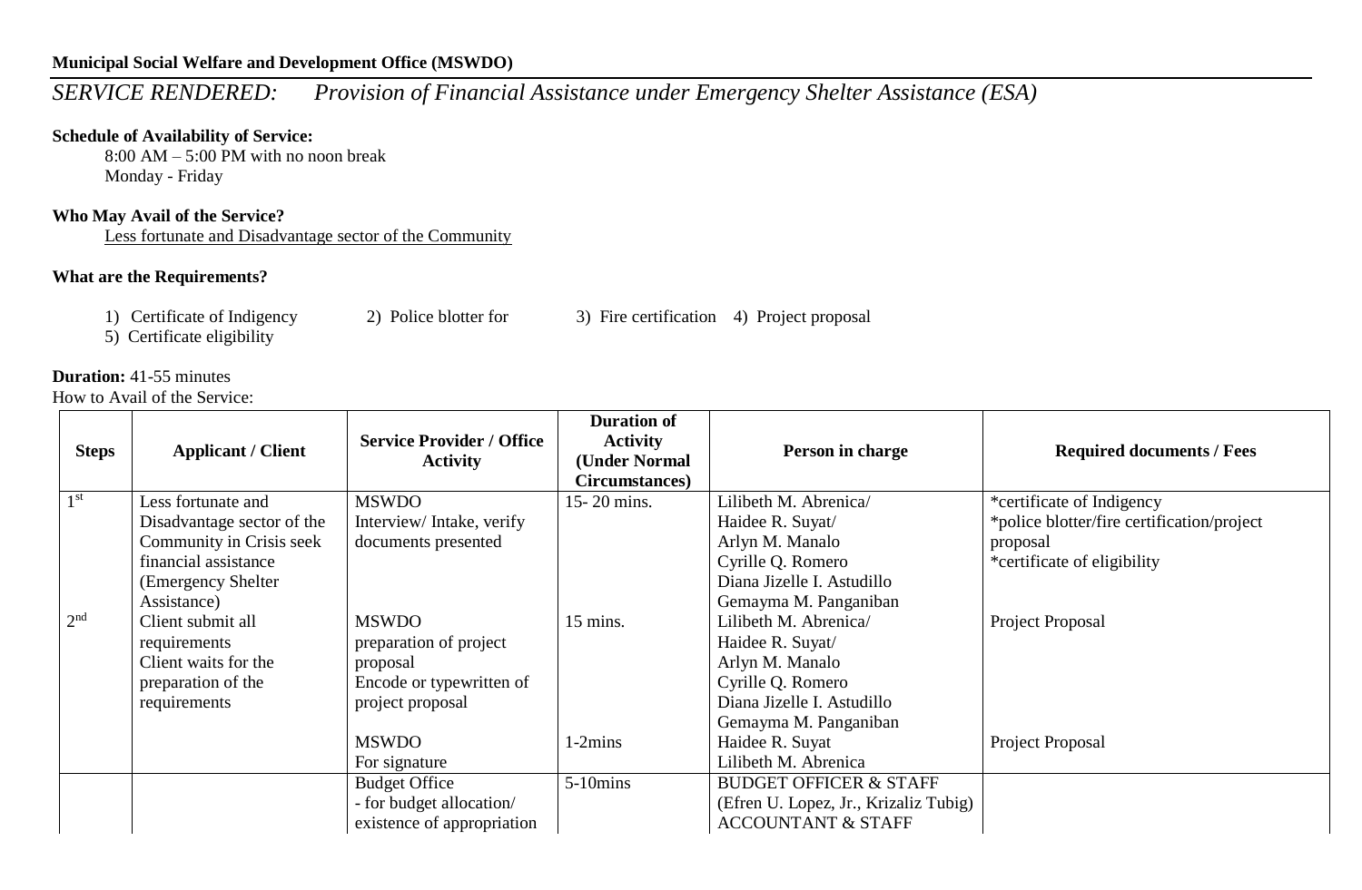**Municipal Social Welfare and Development Office (MSWDO)**

*SERVICE RENDERED: Provision of Financial Assistance under Emergency Shelter Assistance (ESA)*

**Schedule of Availability of Service:**

8:00 AM – 5:00 PM with no noon break
Monday - Friday

**Who May Avail of the Service?**

Less fortunate and Disadvantage sector of the Community

**What are the Requirements?**

1) Certificate of Indigency 2) Police blotter for 3) Fire certification 4) Project proposal
5) Certificate eligibility

**Duration:** 41-55 minutes

How to Avail of the Service:

| Steps | Applicant / Client | Service Provider / Office Activity | Duration of Activity (Under Normal Circumstances) | Person in charge | Required documents / Fees |
|---|---|---|---|---|---|
| 1st | Less fortunate and Disadvantage sector of the Community in Crisis seek financial assistance (Emergency Shelter Assistance) | MSWDO Interview/ Intake, verify documents presented | 15- 20 mins. | Lilibeth M. Abrenica/ Haidee R. Suyat/ Arlyn M. Manalo Cyrille Q. Romero Diana Jizelle I. Astudillo Gemayma M. Panganiban | *certificate of Indigency *police blotter/fire certification/project proposal *certificate of eligibility |
| 2nd | Client submit all requirements Client waits for the preparation of the requirements | MSWDO preparation of project proposal Encode or typewritten of project proposal | 15 mins. | Lilibeth M. Abrenica/ Haidee R. Suyat/ Arlyn M. Manalo Cyrille Q. Romero Diana Jizelle I. Astudillo Gemayma M. Panganiban | Project Proposal |
| | | MSWDO For signature | 1-2mins | Haidee R. Suyat Lilibeth M. Abrenica | Project Proposal |
| | | Budget Office - for budget allocation/ existence of appropriation | 5-10mins | BUDGET OFFICER & STAFF (Efren U. Lopez, Jr., Krizaliz Tubig) ACCOUNTANT & STAFF | |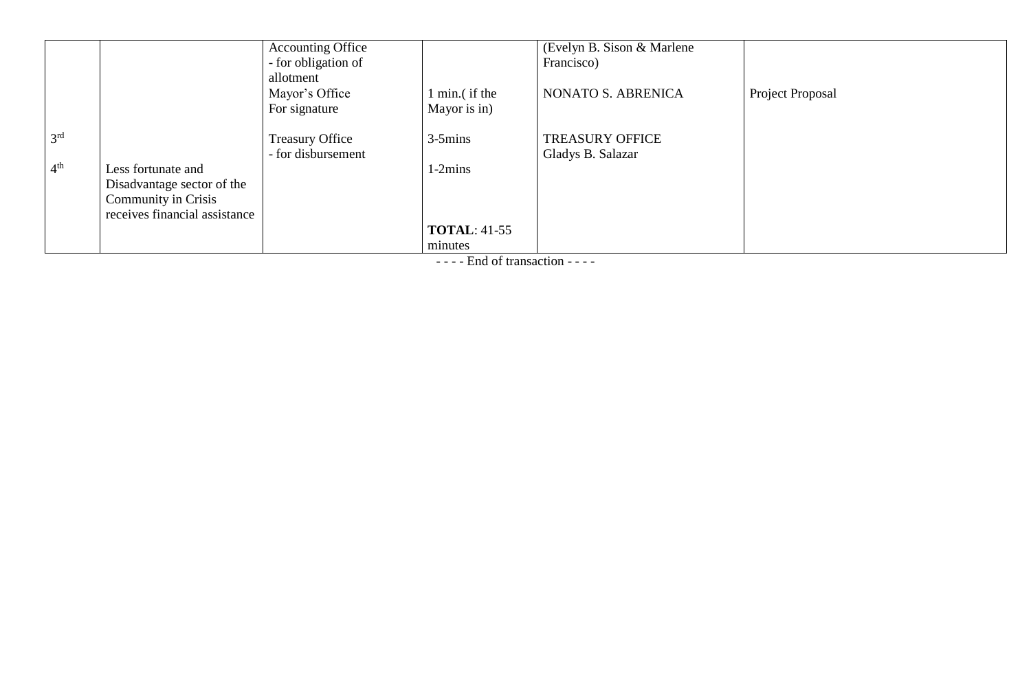| | | | | | |
|---|---|---|---|---|---|
| | | Accounting Office<br>- for obligation of allotment<br>Mayor's Office<br>For signature | 1 min.( if the Mayor is in) | (Evelyn B. Sison & Marlene Francisco)<br><br>NONATO S. ABRENICA | Project Proposal |
| 3rd | | Treasury Office<br>- for disbursement | 3-5mins | TREASURY OFFICE<br>Gladys B. Salazar | |
| 4th | Less fortunate and Disadvantage sector of the Community in Crisis receives financial assistance | | 1-2mins<br><br>**TOTAL**: 41-55 minutes | | |

- - - - End of transaction - - - -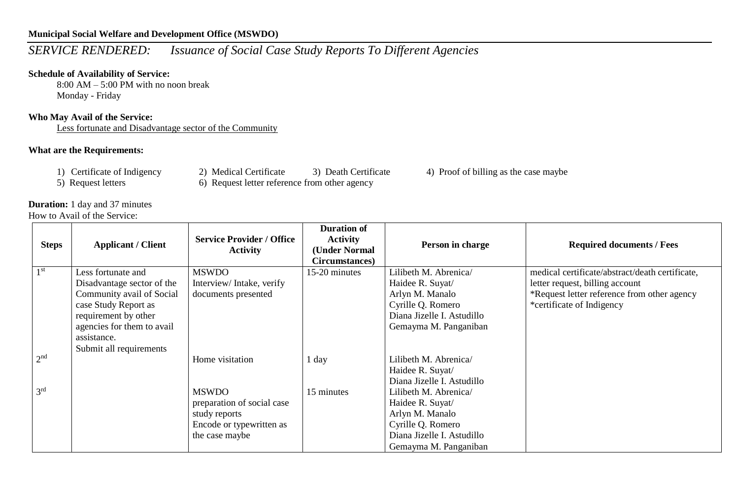**Municipal Social Welfare and Development Office (MSWDO)**

## *SERVICE RENDERED: Issuance of Social Case Study Reports To Different Agencies*

**Schedule of Availability of Service:**

8:00 AM – 5:00 PM with no noon break
Monday - Friday

**Who May Avail of the Service:**

Less fortunate and Disadvantage sector of the Community

**What are the Requirements:**

1) Certificate of Indigency
2) Medical Certificate
3) Death Certificate
4) Proof of billing as the case maybe
5) Request letters
6) Request letter reference from other agency

**Duration:** 1 day and 37 minutes

How to Avail of the Service:

| Steps | Applicant / Client | Service Provider / Office Activity | Duration of Activity (Under Normal Circumstances) | Person in charge | Required documents / Fees |
|---|---|---|---|---|---|
| 1st | Less fortunate and Disadvantage sector of the Community avail of Social case Study Report as requirement by other agencies for them to avail assistance. Submit all requirements | MSWDO Interview/ Intake, verify documents presented | 15-20 minutes | Lilibeth M. Abrenica/ Haidee R. Suyat/ Arlyn M. Manalo Cyrille Q. Romero Diana Jizelle I. Astudillo Gemayma M. Panganiban | medical certificate/abstract/death certificate, letter request, billing account *Request letter reference from other agency *certificate of Indigency |
| 2nd | | Home visitation | 1 day | Lilibeth M. Abrenica/ Haidee R. Suyat/ Diana Jizelle I. Astudillo | |
| 3rd | | MSWDO preparation of social case study reports Encode or typewritten as the case maybe | 15 minutes | Lilibeth M. Abrenica/ Haidee R. Suyat/ Arlyn M. Manalo Cyrille Q. Romero Diana Jizelle I. Astudillo Gemayma M. Panganiban | |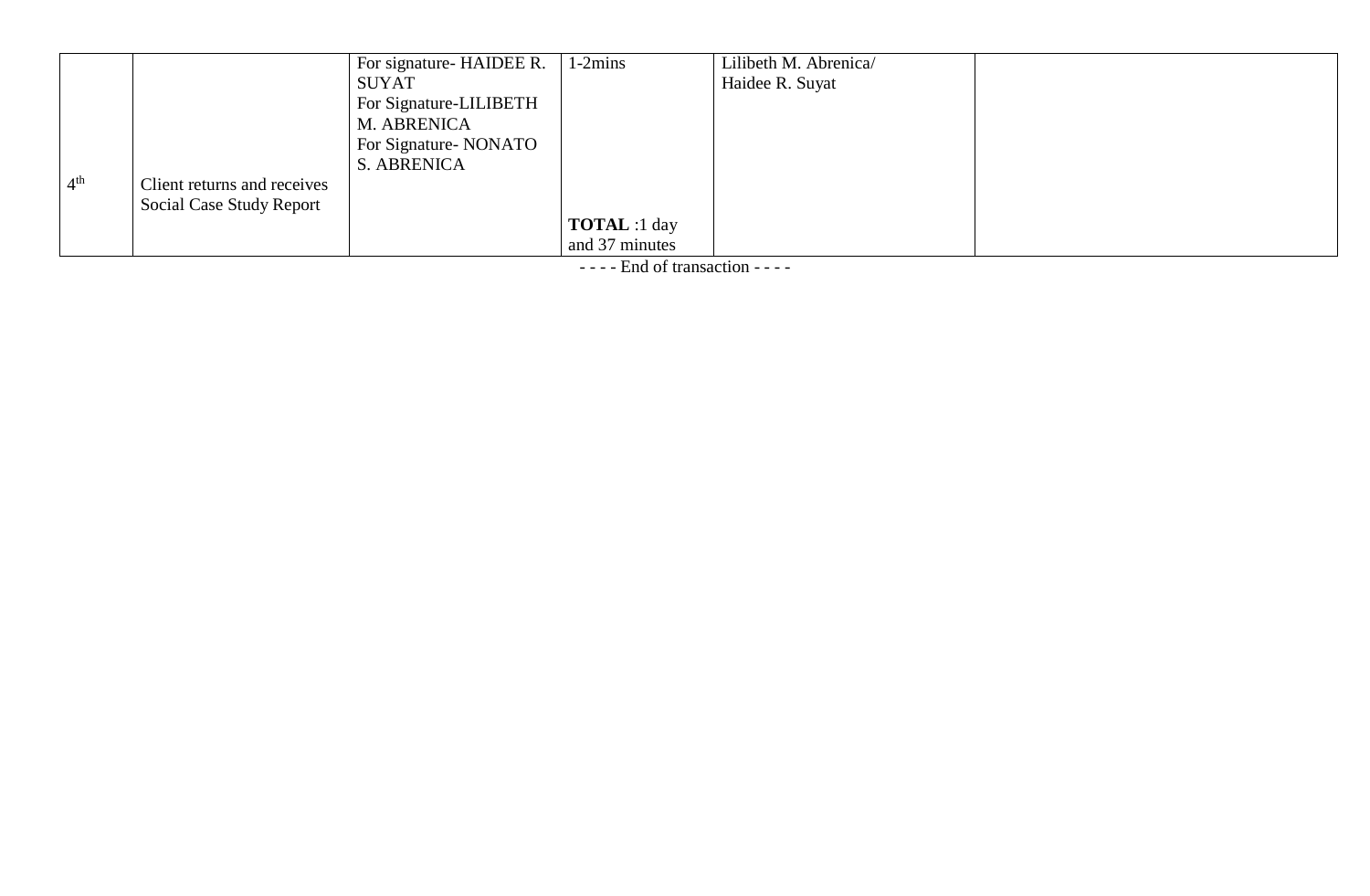| | | | | | |
|---|---|---|---|---|---|
| 4th | Client returns and receives Social Case Study Report | For signature- HAIDEE R. SUYAT<br>For Signature-LILIBETH M. ABRENICA<br>For Signature- NONATO S. ABRENICA | 1-2mins<br><br>**TOTAL** :1 day and 37 minutes | Lilibeth M. Abrenica/ Haidee R. Suyat | |

- - - - End of transaction - - - -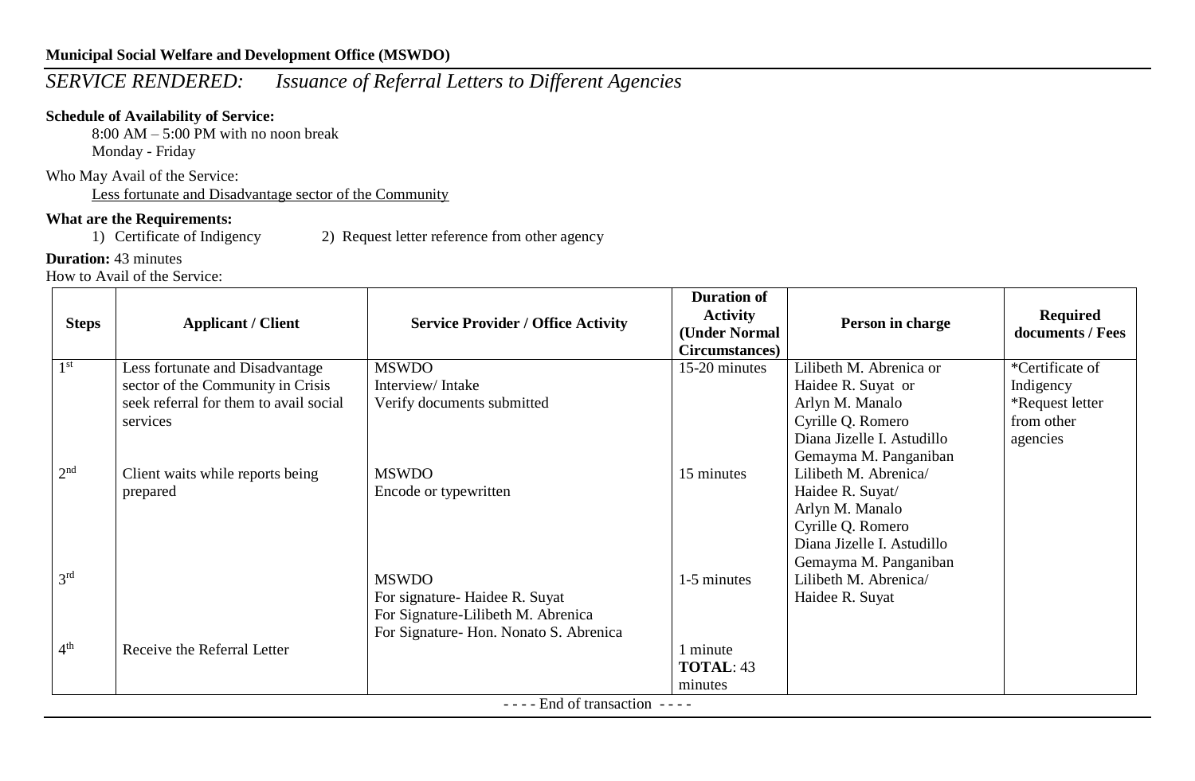**Municipal Social Welfare and Development Office (MSWDO)**

## *SERVICE RENDERED: Issuance of Referral Letters to Different Agencies*

**Schedule of Availability of Service:**

8:00 AM – 5:00 PM with no noon break
Monday - Friday

Who May Avail of the Service:

Less fortunate and Disadvantage sector of the Community

**What are the Requirements:**

1) Certificate of Indigency
2) Request letter reference from other agency

**Duration:** 43 minutes

How to Avail of the Service:

| Steps | Applicant / Client | Service Provider / Office Activity | Duration of Activity (Under Normal Circumstances) | Person in charge | Required documents / Fees |
|---|---|---|---|---|---|
| 1st | Less fortunate and Disadvantage sector of the Community in Crisis seek referral for them to avail social services | MSWDO<br>Interview/ Intake<br>Verify documents submitted | 15-20 minutes | Lilibeth M. Abrenica or<br>Haidee R. Suyat or<br>Arlyn M. Manalo<br>Cyrille Q. Romero<br>Diana Jizelle I. Astudillo<br>Gemayma M. Panganiban | *Certificate of Indigency<br>*Request letter from other agencies |
| 2nd | Client waits while reports being prepared | MSWDO<br>Encode or typewritten | 15 minutes | Lilibeth M. Abrenica/<br>Haidee R. Suyat/<br>Arlyn M. Manalo<br>Cyrille Q. Romero<br>Diana Jizelle I. Astudillo<br>Gemayma M. Panganiban | |
| 3rd | | MSWDO<br>For signature- Haidee R. Suyat<br>For Signature-Lilibeth M. Abrenica<br>For Signature- Hon. Nonato S. Abrenica | 1-5 minutes | Lilibeth M. Abrenica/<br>Haidee R. Suyat | |
| 4th | Receive the Referral Letter | | 1 minute<br>**TOTAL**: 43 minutes | | |

- - - - End of transaction - - - -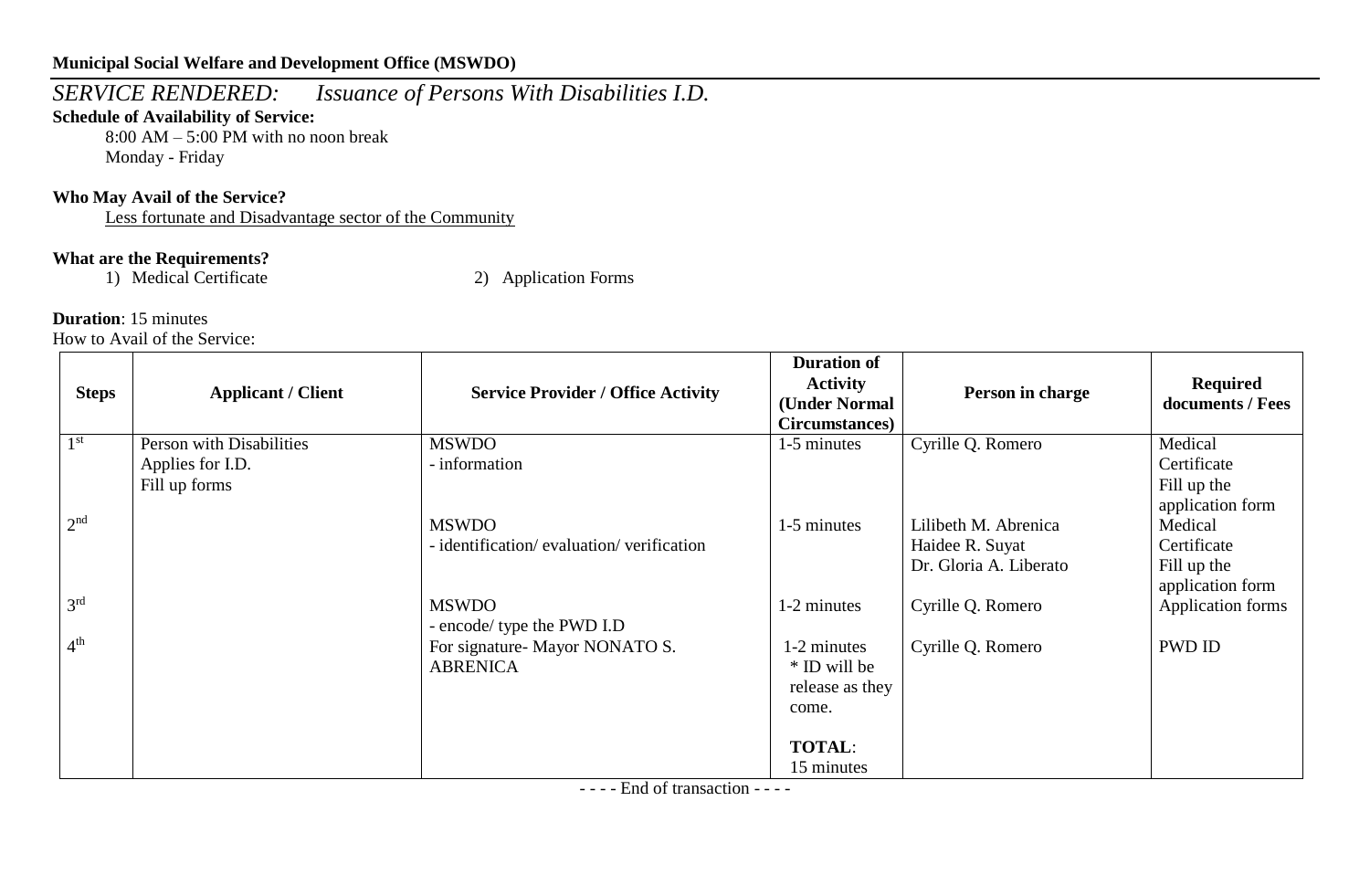**Municipal Social Welfare and Development Office (MSWDO)**

*SERVICE RENDERED: Issuance of Persons With Disabilities I.D.*

**Schedule of Availability of Service:**

8:00 AM – 5:00 PM with no noon break
Monday - Friday

**Who May Avail of the Service?**

Less fortunate and Disadvantage sector of the Community

**What are the Requirements?**

1) Medical Certificate
2) Application Forms

**Duration**: 15 minutes

How to Avail of the Service:

| Steps | Applicant / Client | Service Provider / Office Activity | Duration of Activity (Under Normal Circumstances) | Person in charge | Required documents / Fees |
|---|---|---|---|---|---|
| 1st | Person with Disabilities Applies for I.D. Fill up forms | MSWDO - information | 1-5 minutes | Cyrille Q. Romero | Medical Certificate Fill up the application form |
| 2nd | | MSWDO - identification/ evaluation/ verification | 1-5 minutes | Lilibeth M. Abrenica Haidee R. Suyat Dr. Gloria A. Liberato | Medical Certificate Fill up the application form |
| 3rd | | MSWDO - encode/ type the PWD I.D | 1-2 minutes | Cyrille Q. Romero | Application forms |
| 4th | | For signature- Mayor NONATO S. ABRENICA | 1-2 minutes * ID will be release as they come. **TOTAL**: 15 minutes | Cyrille Q. Romero | PWD ID |

- - - - End of transaction - - - -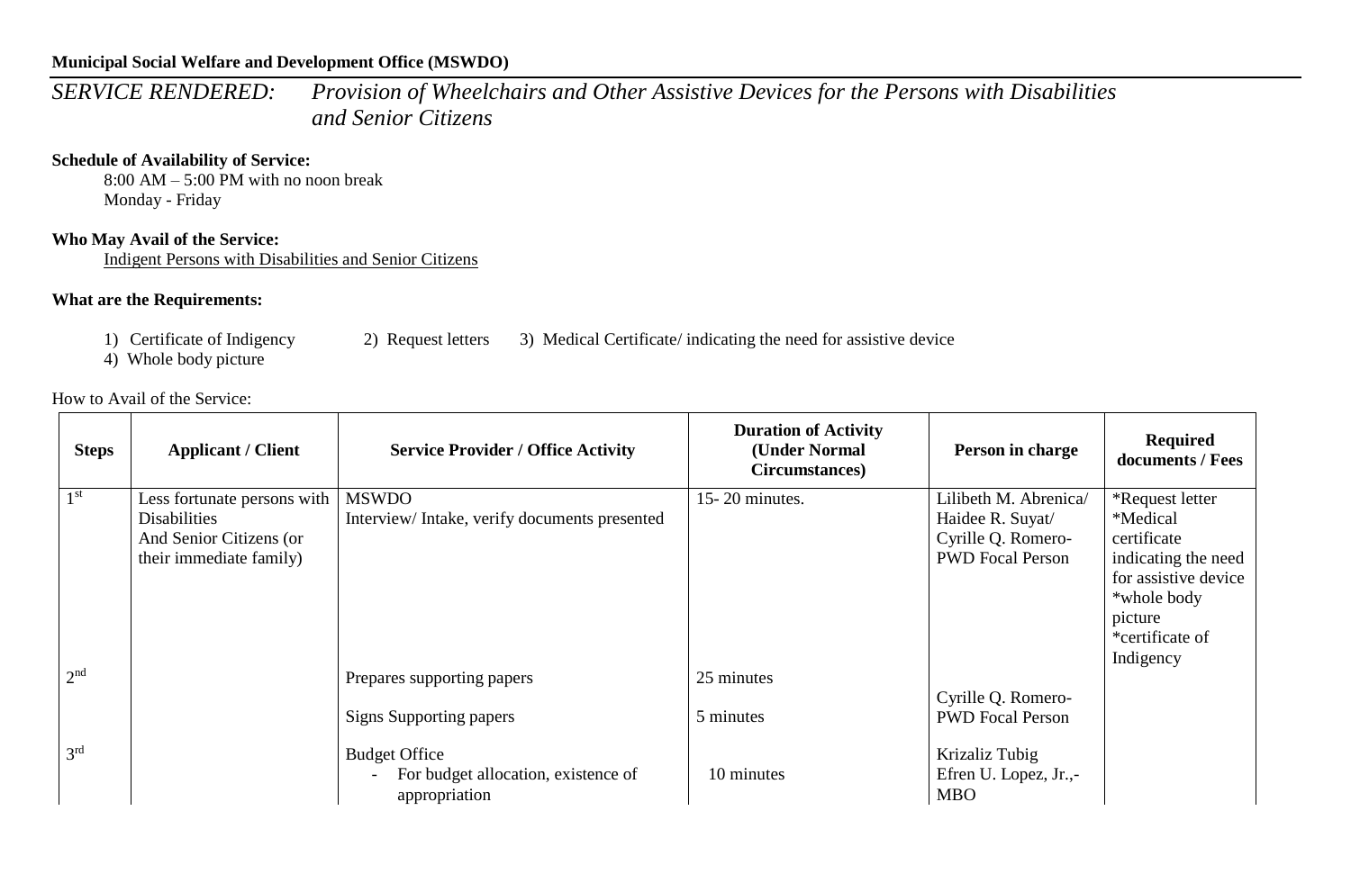**Municipal Social Welfare and Development Office (MSWDO)**

*SERVICE RENDERED: Provision of Wheelchairs and Other Assistive Devices for the Persons with Disabilities and Senior Citizens*

**Schedule of Availability of Service:**

8:00 AM – 5:00 PM with no noon break
Monday - Friday

**Who May Avail of the Service:**

Indigent Persons with Disabilities and Senior Citizens

**What are the Requirements:**

1) Certificate of Indigency 2) Request letters 3) Medical Certificate/ indicating the need for assistive device
4) Whole body picture

How to Avail of the Service:

| Steps | Applicant / Client | Service Provider / Office Activity | Duration of Activity (Under Normal Circumstances) | Person in charge | Required documents / Fees |
|---|---|---|---|---|---|
| 1st | Less fortunate persons with Disabilities And Senior Citizens (or their immediate family) | MSWDO<br>Interview/ Intake, verify documents presented | 15- 20 minutes. | Lilibeth M. Abrenica/ Haidee R. Suyat/ Cyrille Q. Romero- PWD Focal Person | *Request letter<br>*Medical certificate indicating the need for assistive device<br>*whole body picture<br>*certificate of Indigency |
| 2nd | | Prepares supporting papers<br><br>Signs Supporting papers | 25 minutes<br><br>5 minutes | Cyrille Q. Romero- PWD Focal Person | |
| 3rd | | Budget Office<br>- For budget allocation, existence of appropriation | 10 minutes | Krizaliz Tubig<br>Efren U. Lopez, Jr.,- MBO | |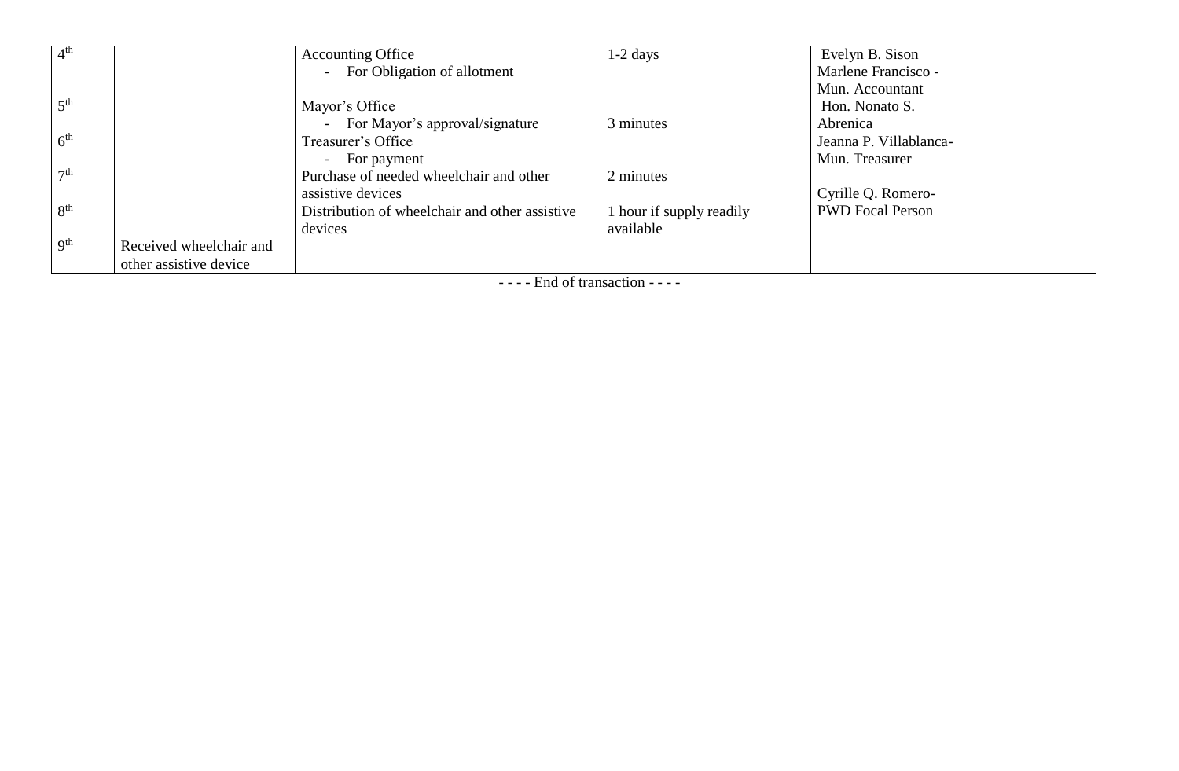| | | | | | |
|---|---|---|---|---|---|
| 4th | | Accounting Office<br>- For Obligation of allotment | 1-2 days | Evelyn B. Sison<br>Marlene Francisco - Mun. Accountant | |
| 5th | | Mayor's Office<br>- For Mayor's approval/signature | 3 minutes | Hon. Nonato S. Abrenica | |
| 6th | | Treasurer's Office<br>- For payment | | Jeanna P. Villablanca- Mun. Treasurer | |
| 7th | | Purchase of needed wheelchair and other assistive devices | 2 minutes | Cyrille Q. Romero- PWD Focal Person | |
| 8th | | Distribution of wheelchair and other assistive devices | 1 hour if supply readily available | | |
| 9th | Received wheelchair and other assistive device | | | | |

- - - - End of transaction - - - -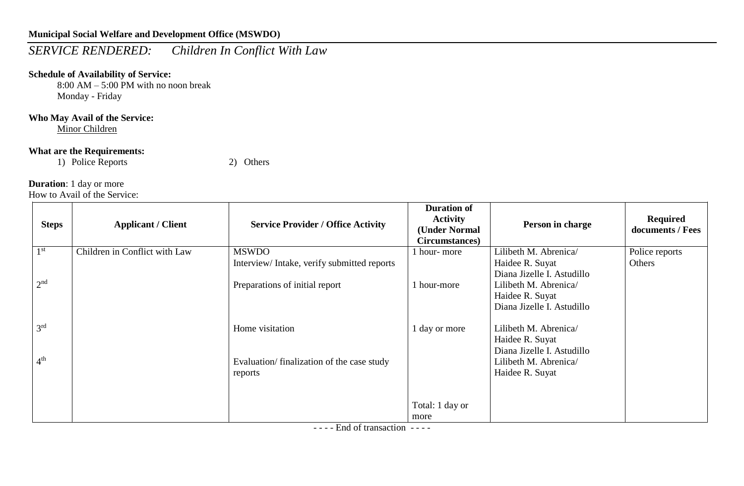**Municipal Social Welfare and Development Office (MSWDO)**

## *SERVICE RENDERED: Children In Conflict With Law*

**Schedule of Availability of Service:**

8:00 AM – 5:00 PM with no noon break
Monday - Friday

**Who May Avail of the Service:**

Minor Children

**What are the Requirements:**

1) Police Reports
2) Others

**Duration**: 1 day or more

How to Avail of the Service:

| Steps | Applicant / Client | Service Provider / Office Activity | Duration of Activity (Under Normal Circumstances) | Person in charge | Required documents / Fees |
|---|---|---|---|---|---|
| 1st | Children in Conflict with Law | MSWDO<br>Interview/ Intake, verify submitted reports | 1 hour- more | Lilibeth M. Abrenica/<br>Haidee R. Suyat<br>Diana Jizelle I. Astudillo | Police reports<br>Others |
| 2nd | | Preparations of initial report | 1 hour-more | Lilibeth M. Abrenica/<br>Haidee R. Suyat<br>Diana Jizelle I. Astudillo | |
| 3rd | | Home visitation | 1 day or more | Lilibeth M. Abrenica/<br>Haidee R. Suyat<br>Diana Jizelle I. Astudillo | |
| 4th | | Evaluation/ finalization of the case study reports | | Lilibeth M. Abrenica/<br>Haidee R. Suyat | |
| | | | Total: 1 day or more | | |

- - - - End of transaction - - - -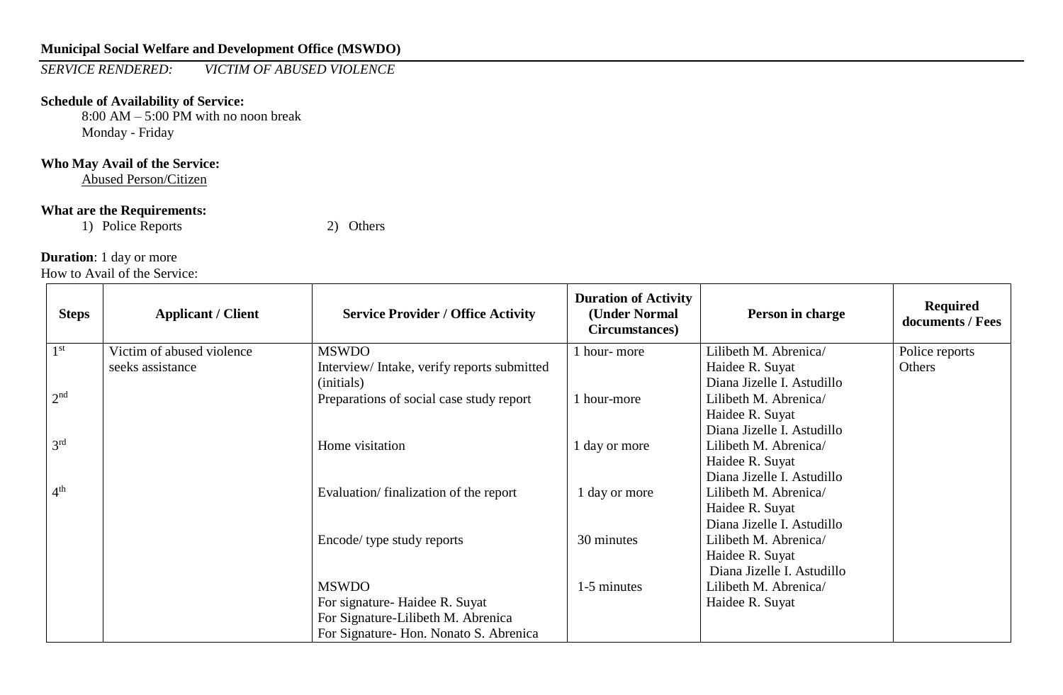**Municipal Social Welfare and Development Office (MSWDO)**

*SERVICE RENDERED: VICTIM OF ABUSED VIOLENCE*

**Schedule of Availability of Service:**

8:00 AM – 5:00 PM with no noon break
Monday - Friday

**Who May Avail of the Service:**

Abused Person/Citizen

**What are the Requirements:**

1) Police Reports 2) Others

**Duration**: 1 day or more

How to Avail of the Service:

| Steps | Applicant / Client | Service Provider / Office Activity | Duration of Activity (Under Normal Circumstances) | Person in charge | Required documents / Fees |
|---|---|---|---|---|---|
| 1st | Victim of abused violence seeks assistance | MSWDO<br>Interview/ Intake, verify reports submitted (initials) | 1 hour- more | Lilibeth M. Abrenica/<br>Haidee R. Suyat<br>Diana Jizelle I. Astudillo | Police reports<br>Others |
| 2nd | | Preparations of social case study report | 1 hour-more | Lilibeth M. Abrenica/<br>Haidee R. Suyat<br>Diana Jizelle I. Astudillo | |
| 3rd | | Home visitation | 1 day or more | Lilibeth M. Abrenica/<br>Haidee R. Suyat<br>Diana Jizelle I. Astudillo | |
| 4th | | Evaluation/ finalization of the report | 1 day or more | Lilibeth M. Abrenica/<br>Haidee R. Suyat<br>Diana Jizelle I. Astudillo | |
| | | Encode/ type study reports | 30 minutes | Lilibeth M. Abrenica/<br>Haidee R. Suyat<br>Diana Jizelle I. Astudillo | |
| | | MSWDO<br>For signature- Haidee R. Suyat<br>For Signature-Lilibeth M. Abrenica<br>For Signature- Hon. Nonato S. Abrenica | 1-5 minutes | Lilibeth M. Abrenica/<br>Haidee R. Suyat | |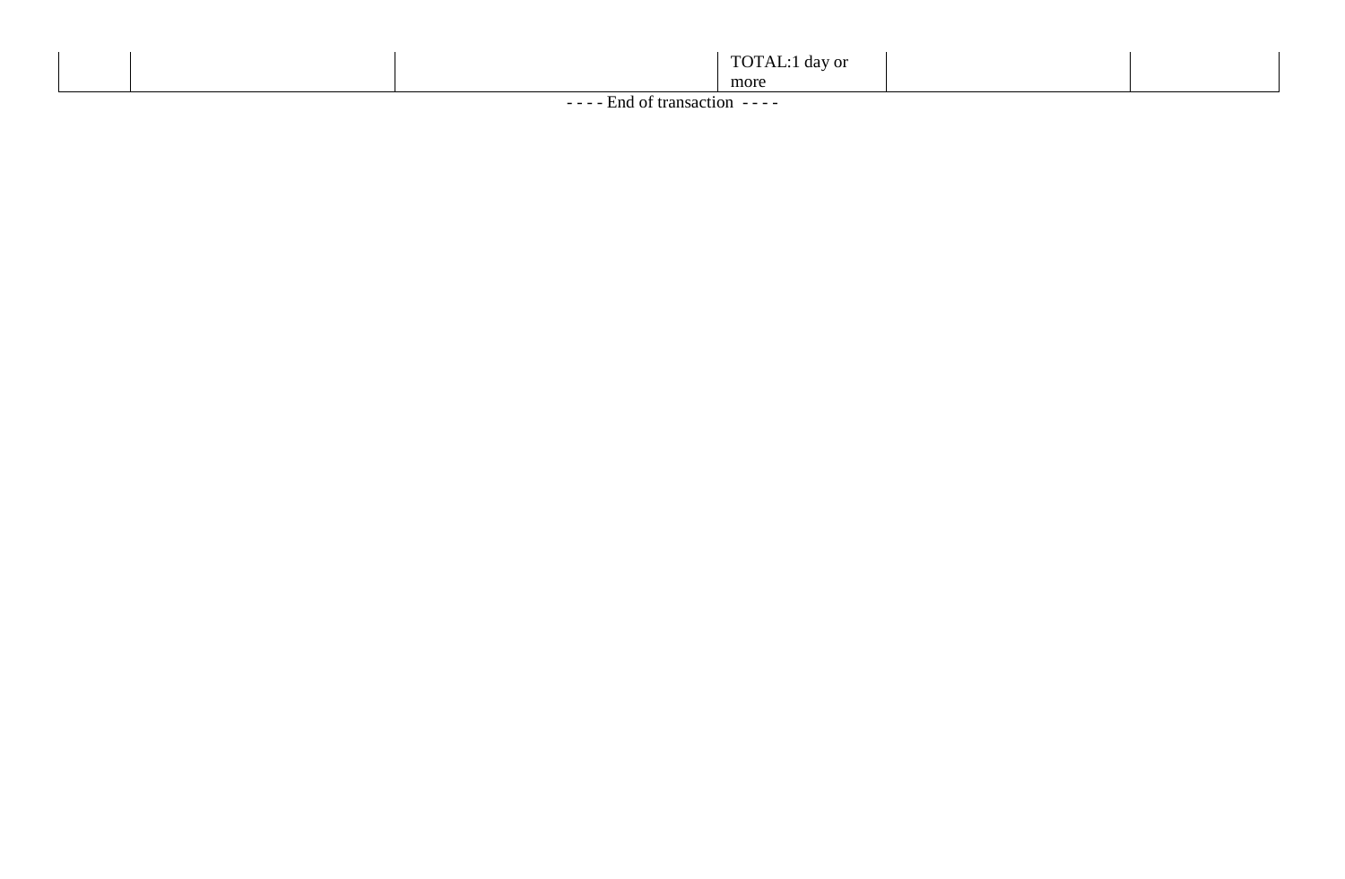|  |  |  | TOTAL:1 day or more |  |  |
|---|---|---|---|---|---|

- - - - End of transaction - - - -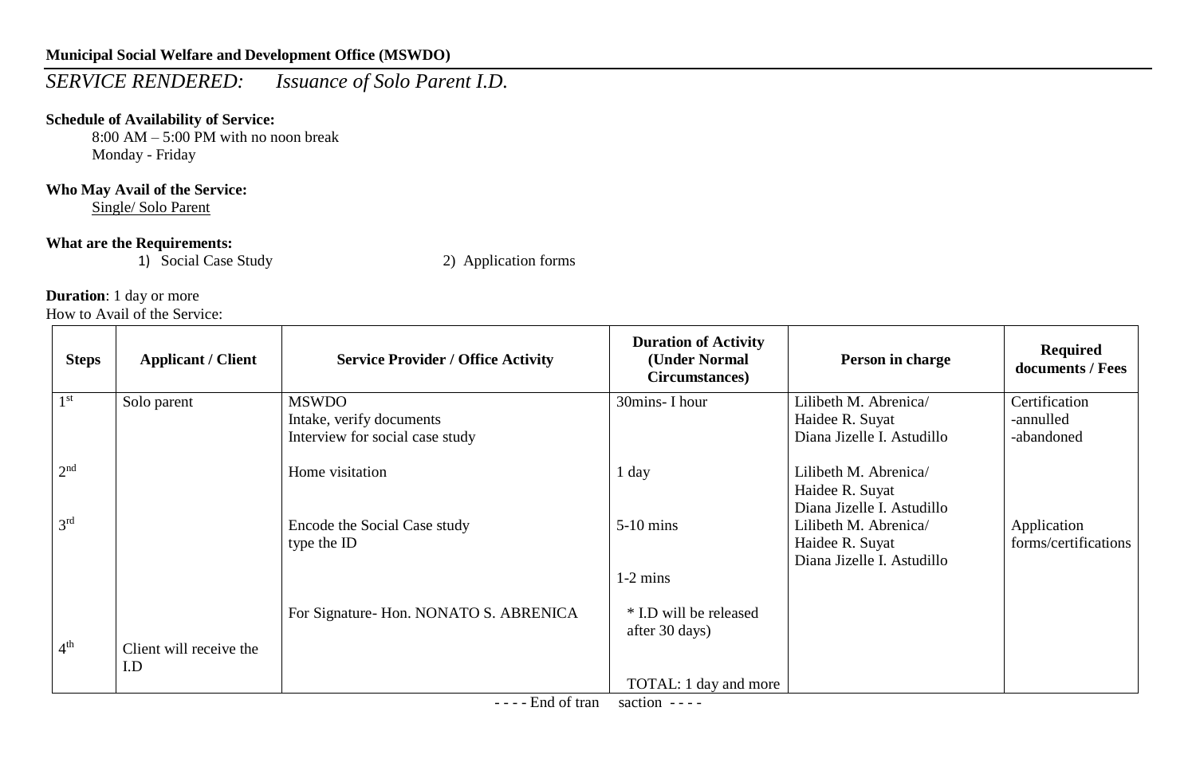**Municipal Social Welfare and Development Office (MSWDO)**

## *SERVICE RENDERED: Issuance of Solo Parent I.D.*

**Schedule of Availability of Service:**

8:00 AM – 5:00 PM with no noon break
Monday - Friday

**Who May Avail of the Service:**

Single/ Solo Parent

**What are the Requirements:**

1) Social Case Study
2) Application forms

**Duration**: 1 day or more

How to Avail of the Service:

| Steps | Applicant / Client | Service Provider / Office Activity | Duration of Activity (Under Normal Circumstances) | Person in charge | Required documents / Fees |
|---|---|---|---|---|---|
| 1st | Solo parent | MSWDO<br>Intake, verify documents<br>Interview for social case study | 30mins- I hour | Lilibeth M. Abrenica/<br>Haidee R. Suyat<br>Diana Jizelle I. Astudillo | Certification<br>-annulled<br>-abandoned |
| 2nd | | Home visitation | 1 day | Lilibeth M. Abrenica/<br>Haidee R. Suyat<br>Diana Jizelle I. Astudillo | |
| 3rd | | Encode the Social Case study<br>type the ID | 5-10 mins<br><br>1-2 mins | Lilibeth M. Abrenica/<br>Haidee R. Suyat<br>Diana Jizelle I. Astudillo | Application forms/certifications |
| | | For Signature- Hon. NONATO S. ABRENICA | * I.D will be released after 30 days) | | |
| 4th | Client will receive the I.D | | TOTAL: 1 day and more | | |

- - - - End of transaction - - - -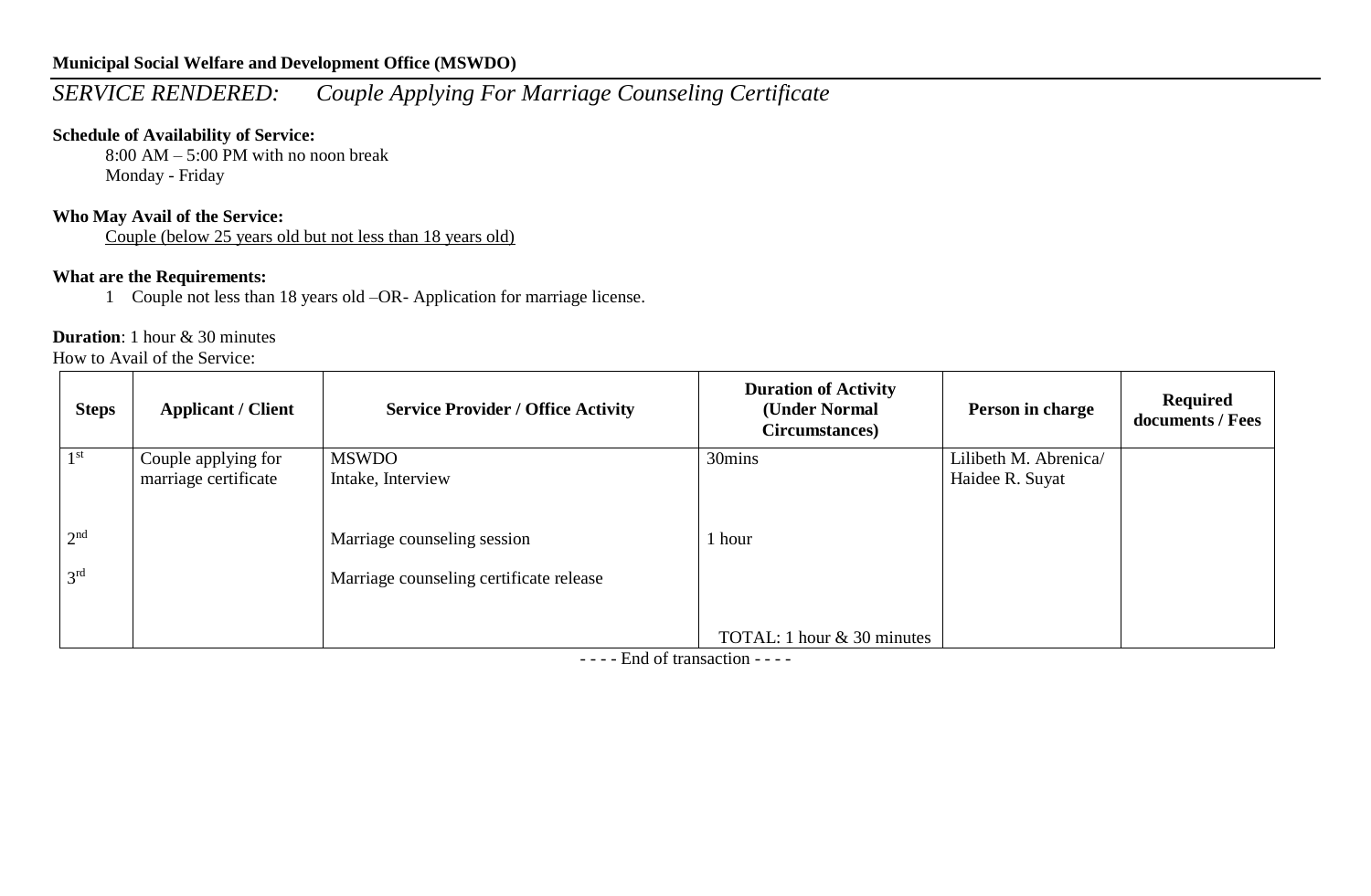**Municipal Social Welfare and Development Office (MSWDO)**

## *SERVICE RENDERED: Couple Applying For Marriage Counseling Certificate*

**Schedule of Availability of Service:**

8:00 AM – 5:00 PM with no noon break
Monday - Friday

**Who May Avail of the Service:**

Couple (below 25 years old but not less than 18 years old)

**What are the Requirements:**

1 Couple not less than 18 years old –OR- Application for marriage license.

**Duration**: 1 hour & 30 minutes

How to Avail of the Service:

| Steps | Applicant / Client | Service Provider / Office Activity | Duration of Activity (Under Normal Circumstances) | Person in charge | Required documents / Fees |
|---|---|---|---|---|---|
| 1st | Couple applying for marriage certificate | MSWDO Intake, Interview | 30mins | Lilibeth M. Abrenica/ Haidee R. Suyat | |
| 2nd | | Marriage counseling session | 1 hour | | |
| 3rd | | Marriage counseling certificate release | | | |
| | | | TOTAL: 1 hour & 30 minutes | | |

- - - - End of transaction - - - -